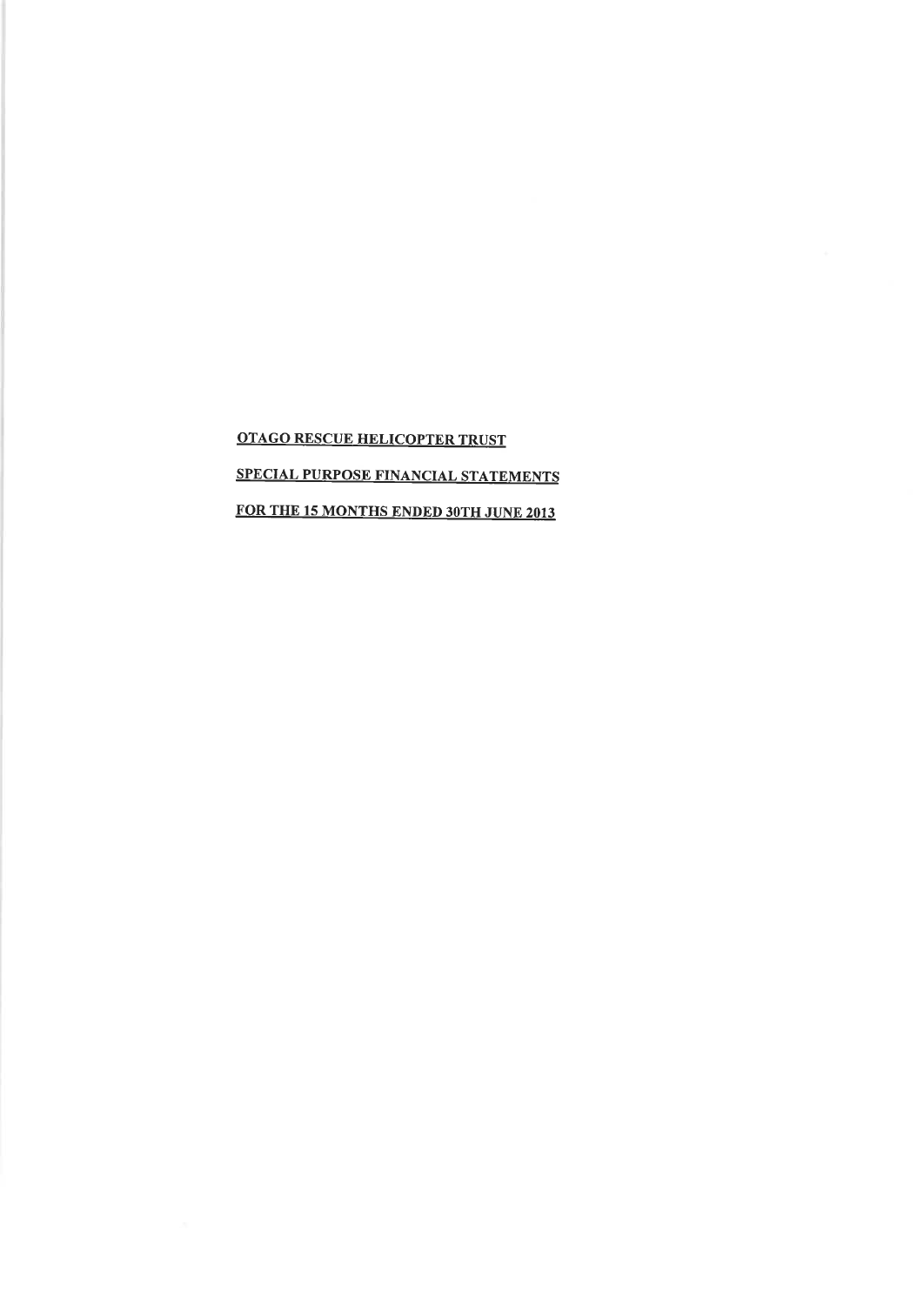# OTAGO RESCUE HELICOPTER TRUST

## SPECIAL PURPOSE FINANCIAL STATEMENTS

## FOR THE 15 MONTHS ENDED 30TH JUNE 2013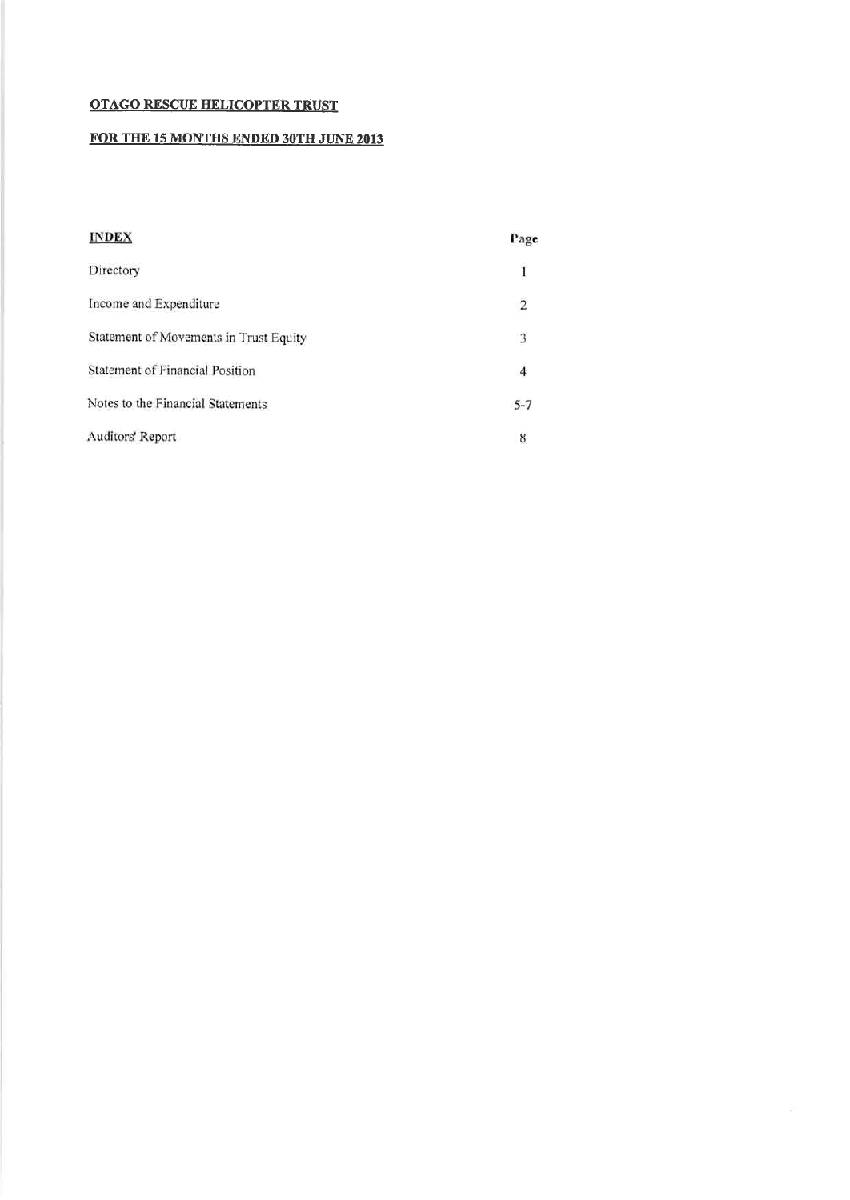**OTAGO RESCUE HELICOPTER TRUST**

**FOR THE 15 MONTHS ENDED 30TH JUNE 2013**

| **INDEX** | **Page** |
|---|---|
| Directory | 1 |
| Income and Expenditure | 2 |
| Statement of Movements in Trust Equity | 3 |
| Statement of Financial Position | 4 |
| Notes to the Financial Statements | 5-7 |
| Auditors' Report | 8 |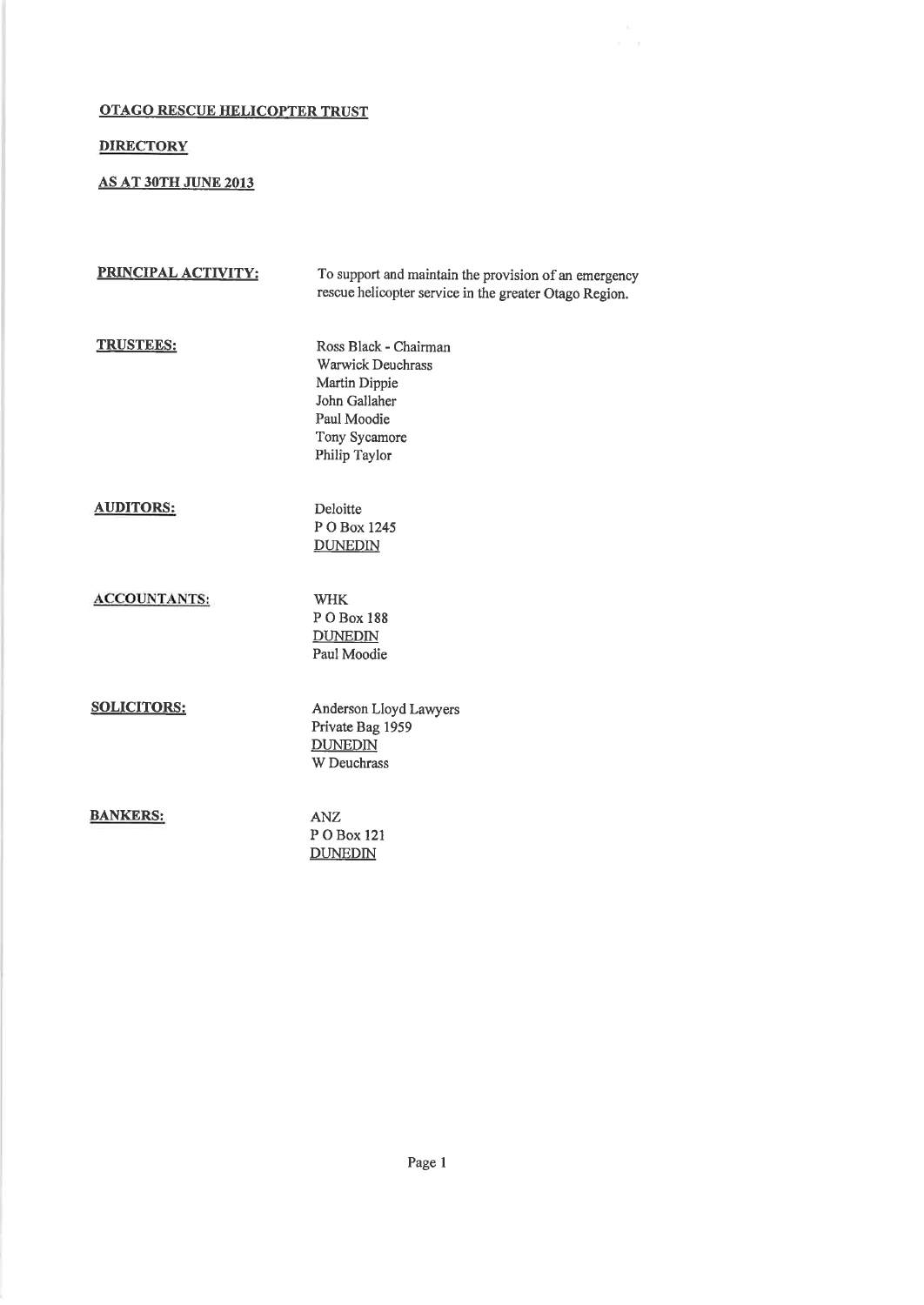# OTAGO RESCUE HELICOPTER TRUST

## DIRECTORY

## AS AT 30TH JUNE 2013

**PRINCIPAL ACTIVITY:** To support and maintain the provision of an emergency rescue helicopter service in the greater Otago Region.

**TRUSTEES:**
Ross Black - Chairman
Warwick Deuchrass
Martin Dippie
John Gallaher
Paul Moodie
Tony Sycamore
Philip Taylor

**AUDITORS:**
Deloitte
P O Box 1245
DUNEDIN

**ACCOUNTANTS:**
WHK
P O Box 188
DUNEDIN
Paul Moodie

**SOLICITORS:**
Anderson Lloyd Lawyers
Private Bag 1959
DUNEDIN
W Deuchrass

**BANKERS:**
ANZ
P O Box 121
DUNEDIN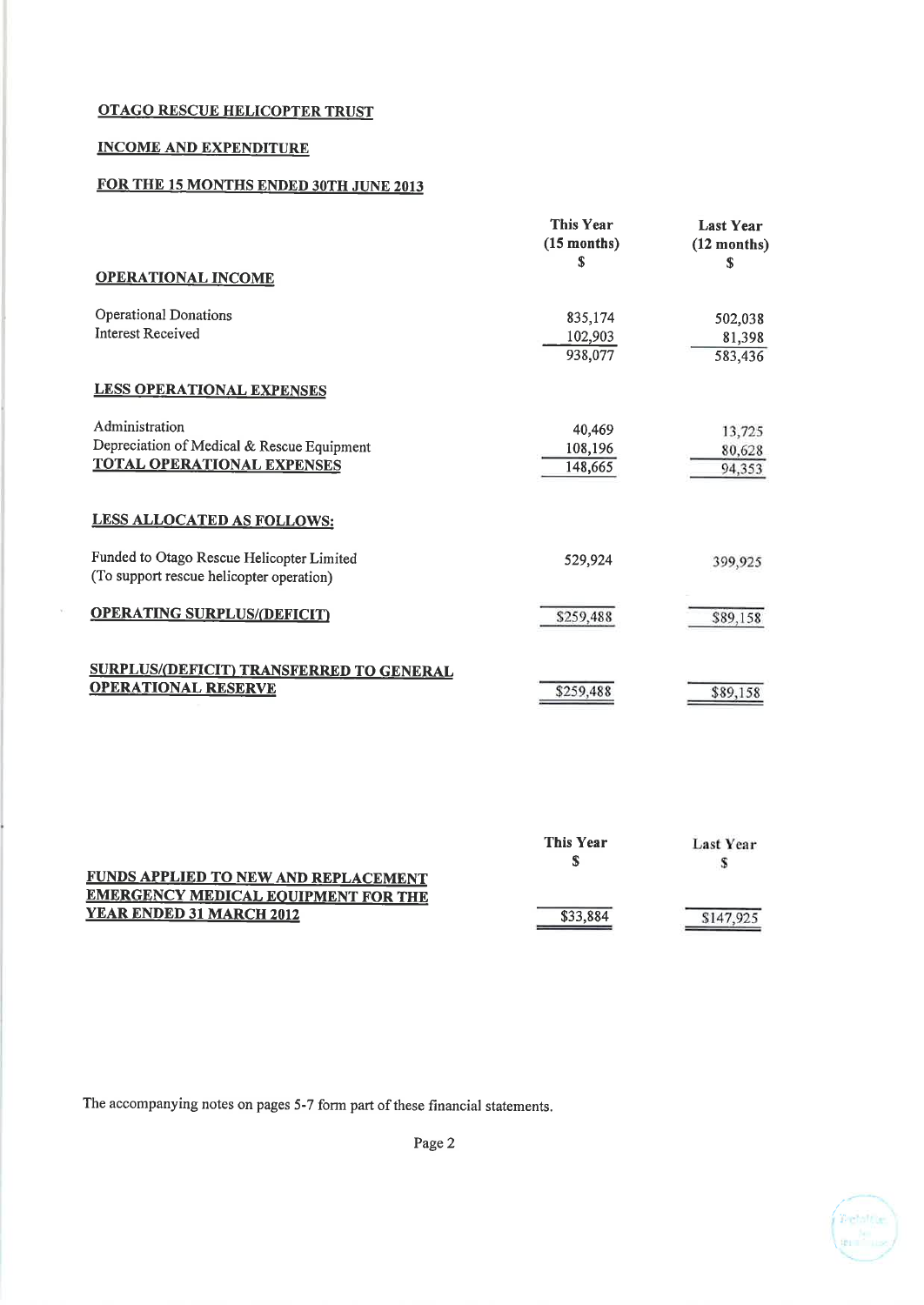## OTAGO RESCUE HELICOPTER TRUST

## INCOME AND EXPENDITURE

## FOR THE 15 MONTHS ENDED 30TH JUNE 2013

| | This Year (15 months) $ | Last Year (12 months) $ |
|---|---|---|
| **OPERATIONAL INCOME** | | |
| Operational Donations | 835,174 | 502,038 |
| Interest Received | 102,903 | 81,398 |
| | 938,077 | 583,436 |
| **LESS OPERATIONAL EXPENSES** | | |
| Administration | 40,469 | 13,725 |
| Depreciation of Medical & Rescue Equipment | 108,196 | 80,628 |
| **TOTAL OPERATIONAL EXPENSES** | 148,665 | 94,353 |
| **LESS ALLOCATED AS FOLLOWS:** | | |
| Funded to Otago Rescue Helicopter Limited (To support rescue helicopter operation) | 529,924 | 399,925 |
| **OPERATING SURPLUS/(DEFICIT)** | $259,488 | $89,158 |
| **SURPLUS/(DEFICIT) TRANSFERRED TO GENERAL OPERATIONAL RESERVE** | $259,488 | $89,158 |

| | This Year $ | Last Year $ |
|---|---|---|
| **FUNDS APPLIED TO NEW AND REPLACEMENT EMERGENCY MEDICAL EQUIPMENT FOR THE YEAR ENDED 31 MARCH 2012** | $33,884 | $147,925 |

The accompanying notes on pages 5-7 form part of these financial statements.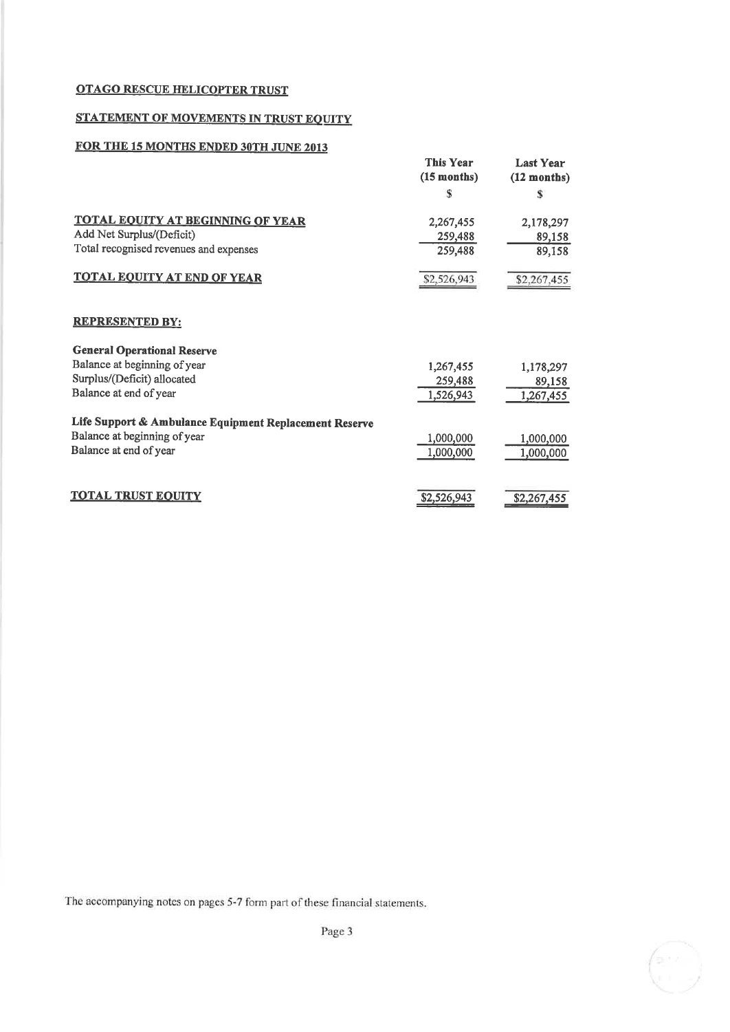**OTAGO RESCUE HELICOPTER TRUST**

**STATEMENT OF MOVEMENTS IN TRUST EQUITY**

**FOR THE 15 MONTHS ENDED 30TH JUNE 2013**

| | This Year (15 months) | Last Year (12 months) |
|---|---|---|
| | $ | $ |
| **TOTAL EQUITY AT BEGINNING OF YEAR** | 2,267,455 | 2,178,297 |
| Add Net Surplus/(Deficit) | 259,488 | 89,158 |
| Total recognised revenues and expenses | 259,488 | 89,158 |
| **TOTAL EQUITY AT END OF YEAR** | $2,526,943 | $2,267,455 |
| | | |
| **REPRESENTED BY:** | | |
| | | |
| **General Operational Reserve** | | |
| Balance at beginning of year | 1,267,455 | 1,178,297 |
| Surplus/(Deficit) allocated | 259,488 | 89,158 |
| Balance at end of year | 1,526,943 | 1,267,455 |
| | | |
| **Life Support & Ambulance Equipment Replacement Reserve** | | |
| Balance at beginning of year | 1,000,000 | 1,000,000 |
| Balance at end of year | 1,000,000 | 1,000,000 |
| | | |
| **TOTAL TRUST EQUITY** | $2,526,943 | $2,267,455 |

The accompanying notes on pages 5-7 form part of these financial statements.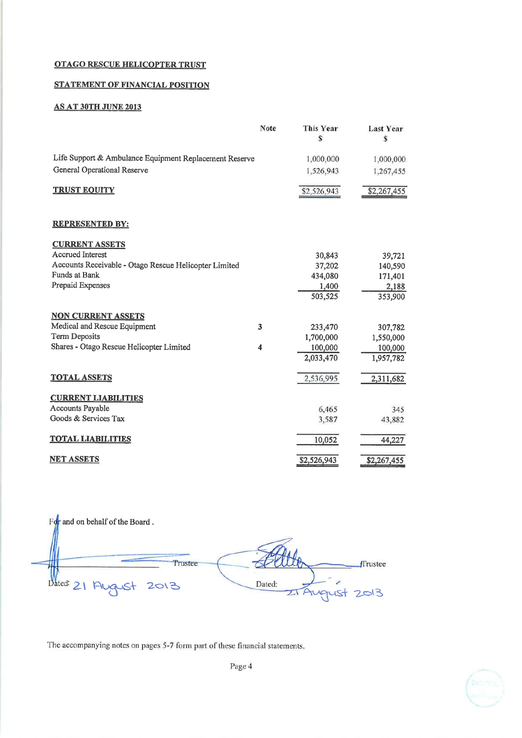## OTAGO RESCUE HELICOPTER TRUST

## STATEMENT OF FINANCIAL POSITION

## AS AT 30TH JUNE 2013

| | Note | This Year $ | Last Year $ |
|---|---|---|---|
| Life Support & Ambulance Equipment Replacement Reserve | | 1,000,000 | 1,000,000 |
| General Operational Reserve | | 1,526,943 | 1,267,455 |
| **TRUST EQUITY** | | $2,526,943 | $2,267,455 |
| | | | |
| **REPRESENTED BY:** | | | |
| | | | |
| **CURRENT ASSETS** | | | |
| Accrued Interest | | 30,843 | 39,721 |
| Accounts Receivable - Otago Rescue Helicopter Limited | | 37,202 | 140,590 |
| Funds at Bank | | 434,080 | 171,401 |
| Prepaid Expenses | | 1,400 | 2,188 |
| | | 503,525 | 353,900 |
| | | | |
| **NON CURRENT ASSETS** | | | |
| Medical and Rescue Equipment | 3 | 233,470 | 307,782 |
| Term Deposits | | 1,700,000 | 1,550,000 |
| Shares - Otago Rescue Helicopter Limited | 4 | 100,000 | 100,000 |
| | | 2,033,470 | 1,957,782 |
| | | | |
| **TOTAL ASSETS** | | 2,536,995 | 2,311,682 |
| | | | |
| **CURRENT LIABILITIES** | | | |
| Accounts Payable | | 6,465 | 345 |
| Goods & Services Tax | | 3,587 | 43,882 |
| | | | |
| **TOTAL LIABILITIES** | | 10,052 | 44,227 |
| | | | |
| **NET ASSETS** | | $2,526,943 | $2,267,455 |

For and on behalf of the Board.

Trustee

Dated: 21 August 2013

Trustee

Dated: 21 August 2013

The accompanying notes on pages 5-7 form part of these financial statements.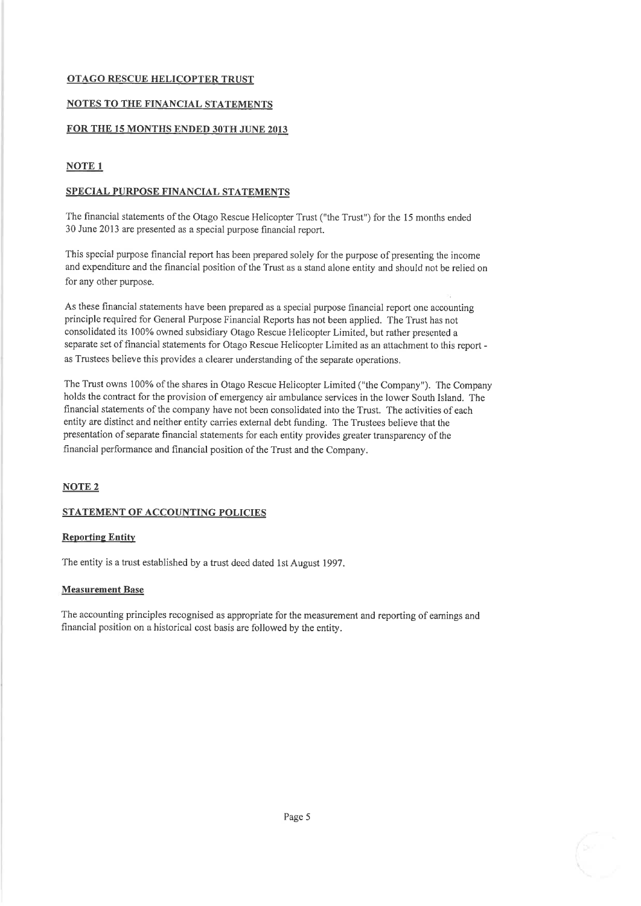## OTAGO RESCUE HELICOPTER TRUST

## NOTES TO THE FINANCIAL STATEMENTS

## FOR THE 15 MONTHS ENDED 30TH JUNE 2013

### NOTE 1

### SPECIAL PURPOSE FINANCIAL STATEMENTS

The financial statements of the Otago Rescue Helicopter Trust ("the Trust") for the 15 months ended 30 June 2013 are presented as a special purpose financial report.

This special purpose financial report has been prepared solely for the purpose of presenting the income and expenditure and the financial position of the Trust as a stand alone entity and should not be relied on for any other purpose.

As these financial statements have been prepared as a special purpose financial report one accounting principle required for General Purpose Financial Reports has not been applied. The Trust has not consolidated its 100% owned subsidiary Otago Rescue Helicopter Limited, but rather presented a separate set of financial statements for Otago Rescue Helicopter Limited as an attachment to this report - as Trustees believe this provides a clearer understanding of the separate operations.

The Trust owns 100% of the shares in Otago Rescue Helicopter Limited ("the Company"). The Company holds the contract for the provision of emergency air ambulance services in the lower South Island. The financial statements of the company have not been consolidated into the Trust. The activities of each entity are distinct and neither entity carries external debt funding. The Trustees believe that the presentation of separate financial statements for each entity provides greater transparency of the financial performance and financial position of the Trust and the Company.

### NOTE 2

### STATEMENT OF ACCOUNTING POLICIES

#### Reporting Entity

The entity is a trust established by a trust deed dated 1st August 1997.

#### Measurement Base

The accounting principles recognised as appropriate for the measurement and reporting of earnings and financial position on a historical cost basis are followed by the entity.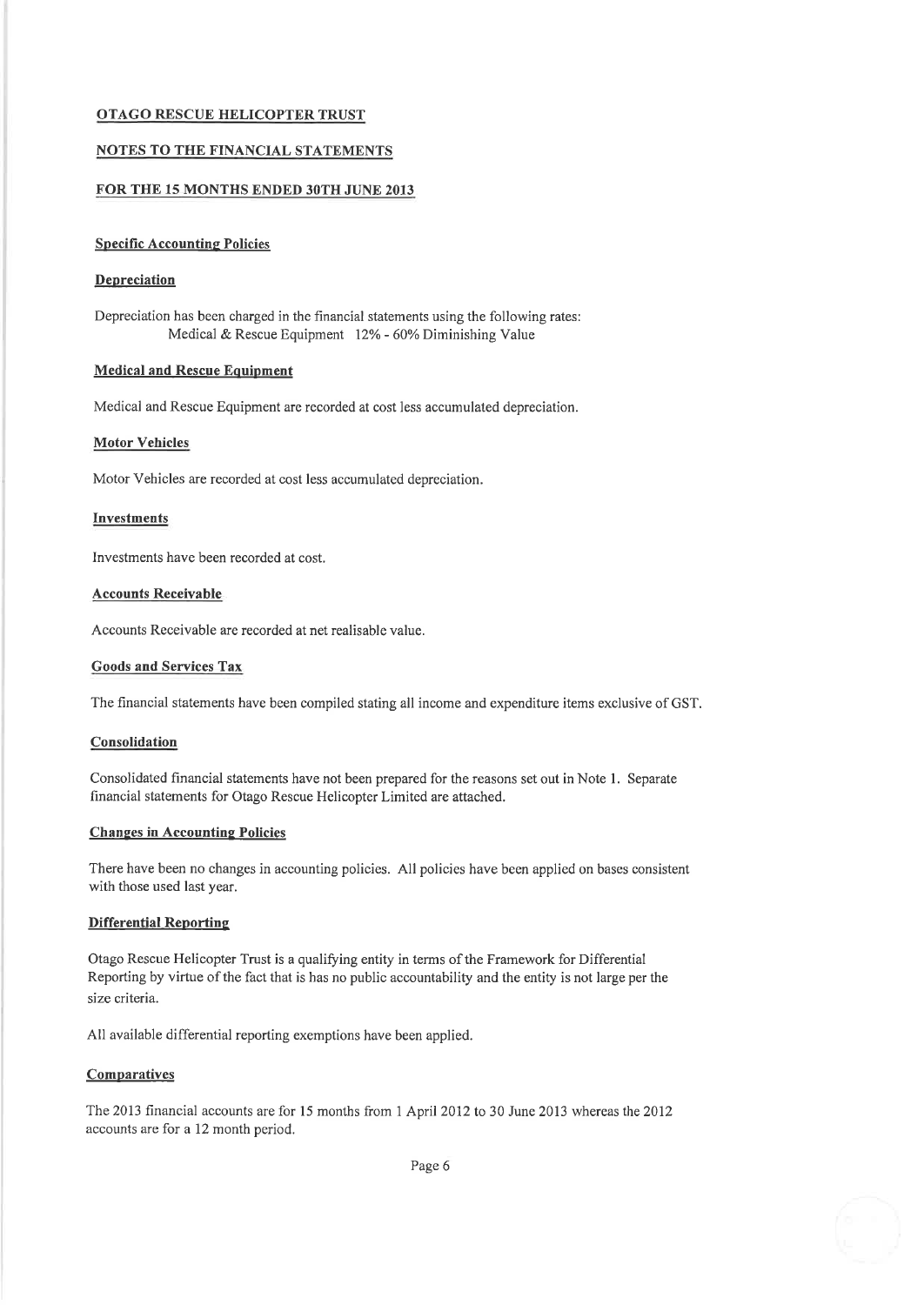# OTAGO RESCUE HELICOPTER TRUST

## NOTES TO THE FINANCIAL STATEMENTS

## FOR THE 15 MONTHS ENDED 30TH JUNE 2013

### Specific Accounting Policies

### Depreciation

Depreciation has been charged in the financial statements using the following rates:
Medical & Rescue Equipment 12% - 60% Diminishing Value

### Medical and Rescue Equipment

Medical and Rescue Equipment are recorded at cost less accumulated depreciation.

### Motor Vehicles

Motor Vehicles are recorded at cost less accumulated depreciation.

### Investments

Investments have been recorded at cost.

### Accounts Receivable

Accounts Receivable are recorded at net realisable value.

### Goods and Services Tax

The financial statements have been compiled stating all income and expenditure items exclusive of GST.

### Consolidation

Consolidated financial statements have not been prepared for the reasons set out in Note 1. Separate financial statements for Otago Rescue Helicopter Limited are attached.

### Changes in Accounting Policies

There have been no changes in accounting policies. All policies have been applied on bases consistent with those used last year.

### Differential Reporting

Otago Rescue Helicopter Trust is a qualifying entity in terms of the Framework for Differential Reporting by virtue of the fact that is has no public accountability and the entity is not large per the size criteria.

All available differential reporting exemptions have been applied.

### Comparatives

The 2013 financial accounts are for 15 months from 1 April 2012 to 30 June 2013 whereas the 2012 accounts are for a 12 month period.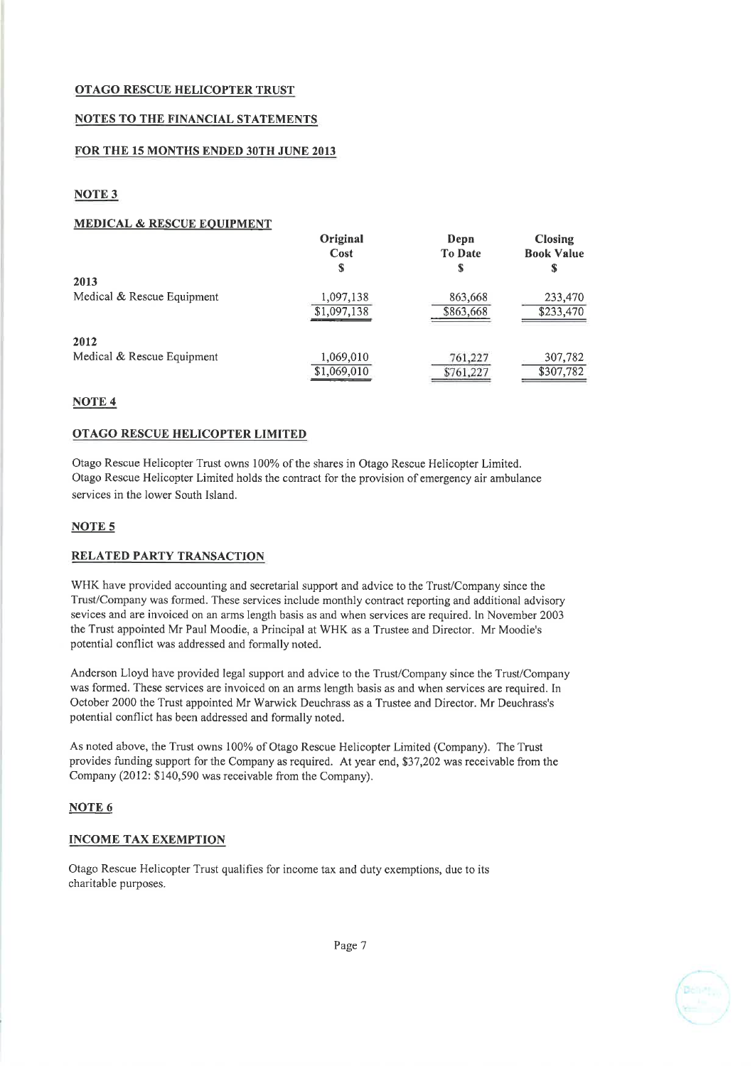**OTAGO RESCUE HELICOPTER TRUST**

**NOTES TO THE FINANCIAL STATEMENTS**

**FOR THE 15 MONTHS ENDED 30TH JUNE 2013**

**NOTE 3**

**MEDICAL & RESCUE EQUIPMENT**

| | Original Cost $ | Depn To Date $ | Closing Book Value $ |
|---|---|---|---|
| **2013** | | | |
| Medical & Rescue Equipment | 1,097,138 | 863,668 | 233,470 |
| | $1,097,138 | $863,668 | $233,470 |
| **2012** | | | |
| Medical & Rescue Equipment | 1,069,010 | 761,227 | 307,782 |
| | $1,069,010 | $761,227 | $307,782 |

**NOTE 4**

**OTAGO RESCUE HELICOPTER LIMITED**

Otago Rescue Helicopter Trust owns 100% of the shares in Otago Rescue Helicopter Limited. Otago Rescue Helicopter Limited holds the contract for the provision of emergency air ambulance services in the lower South Island.

**NOTE 5**

**RELATED PARTY TRANSACTION**

WHK have provided accounting and secretarial support and advice to the Trust/Company since the Trust/Company was formed. These services include monthly contract reporting and additional advisory sevices and are invoiced on an arms length basis as and when services are required. In November 2003 the Trust appointed Mr Paul Moodie, a Principal at WHK as a Trustee and Director. Mr Moodie's potential conflict was addressed and formally noted.

Anderson Lloyd have provided legal support and advice to the Trust/Company since the Trust/Company was formed. These services are invoiced on an arms length basis as and when services are required. In October 2000 the Trust appointed Mr Warwick Deuchrass as a Trustee and Director. Mr Deuchrass's potential conflict has been addressed and formally noted.

As noted above, the Trust owns 100% of Otago Rescue Helicopter Limited (Company). The Trust provides funding support for the Company as required. At year end, $37,202 was receivable from the Company (2012: $140,590 was receivable from the Company).

**NOTE 6**

**INCOME TAX EXEMPTION**

Otago Rescue Helicopter Trust qualifies for income tax and duty exemptions, due to its charitable purposes.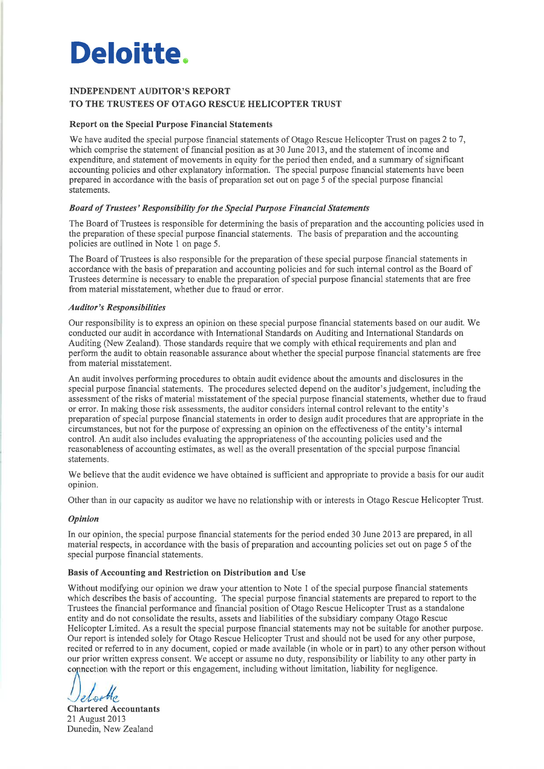# Deloitte.

## INDEPENDENT AUDITOR'S REPORT
## TO THE TRUSTEES OF OTAGO RESCUE HELICOPTER TRUST

### Report on the Special Purpose Financial Statements

We have audited the special purpose financial statements of Otago Rescue Helicopter Trust on pages 2 to 7, which comprise the statement of financial position as at 30 June 2013, and the statement of income and expenditure, and statement of movements in equity for the period then ended, and a summary of significant accounting policies and other explanatory information. The special purpose financial statements have been prepared in accordance with the basis of preparation set out on page 5 of the special purpose financial statements.

#### *Board of Trustees' Responsibility for the Special Purpose Financial Statements*

The Board of Trustees is responsible for determining the basis of preparation and the accounting policies used in the preparation of these special purpose financial statements. The basis of preparation and the accounting policies are outlined in Note 1 on page 5.

The Board of Trustees is also responsible for the preparation of these special purpose financial statements in accordance with the basis of preparation and accounting policies and for such internal control as the Board of Trustees determine is necessary to enable the preparation of special purpose financial statements that are free from material misstatement, whether due to fraud or error.

#### *Auditor's Responsibilities*

Our responsibility is to express an opinion on these special purpose financial statements based on our audit. We conducted our audit in accordance with International Standards on Auditing and International Standards on Auditing (New Zealand). Those standards require that we comply with ethical requirements and plan and perform the audit to obtain reasonable assurance about whether the special purpose financial statements are free from material misstatement.

An audit involves performing procedures to obtain audit evidence about the amounts and disclosures in the special purpose financial statements. The procedures selected depend on the auditor's judgement, including the assessment of the risks of material misstatement of the special purpose financial statements, whether due to fraud or error. In making those risk assessments, the auditor considers internal control relevant to the entity's preparation of special purpose financial statements in order to design audit procedures that are appropriate in the circumstances, but not for the purpose of expressing an opinion on the effectiveness of the entity's internal control. An audit also includes evaluating the appropriateness of the accounting policies used and the reasonableness of accounting estimates, as well as the overall presentation of the special purpose financial statements.

We believe that the audit evidence we have obtained is sufficient and appropriate to provide a basis for our audit opinion.

Other than in our capacity as auditor we have no relationship with or interests in Otago Rescue Helicopter Trust.

#### *Opinion*

In our opinion, the special purpose financial statements for the period ended 30 June 2013 are prepared, in all material respects, in accordance with the basis of preparation and accounting policies set out on page 5 of the special purpose financial statements.

### Basis of Accounting and Restriction on Distribution and Use

Without modifying our opinion we draw your attention to Note 1 of the special purpose financial statements which describes the basis of accounting. The special purpose financial statements are prepared to report to the Trustees the financial performance and financial position of Otago Rescue Helicopter Trust as a standalone entity and do not consolidate the results, assets and liabilities of the subsidiary company Otago Rescue Helicopter Limited. As a result the special purpose financial statements may not be suitable for another purpose. Our report is intended solely for Otago Rescue Helicopter Trust and should not be used for any other purpose, recited or referred to in any document, copied or made available (in whole or in part) to any other person without our prior written express consent. We accept or assume no duty, responsibility or liability to any other party in connection with the report or this engagement, including without limitation, liability for negligence.

Deloitte

**Chartered Accountants**
21 August 2013
Dunedin, New Zealand